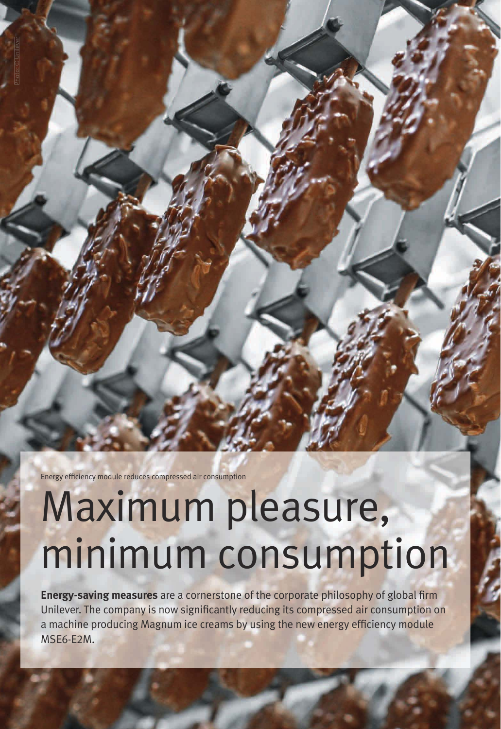Photo: © Unilever

Energy efficiency module reduces compressed air consumption

# Maximum pleasure, minimum consumption

**Energy-saving measures** are a cornerstone of the corporate philosophy of global firm Unilever. The company is now significantly reducing its compressed air consumption on a machine producing Magnum ice creams by using the new energy efficiency module MSE6-E2M.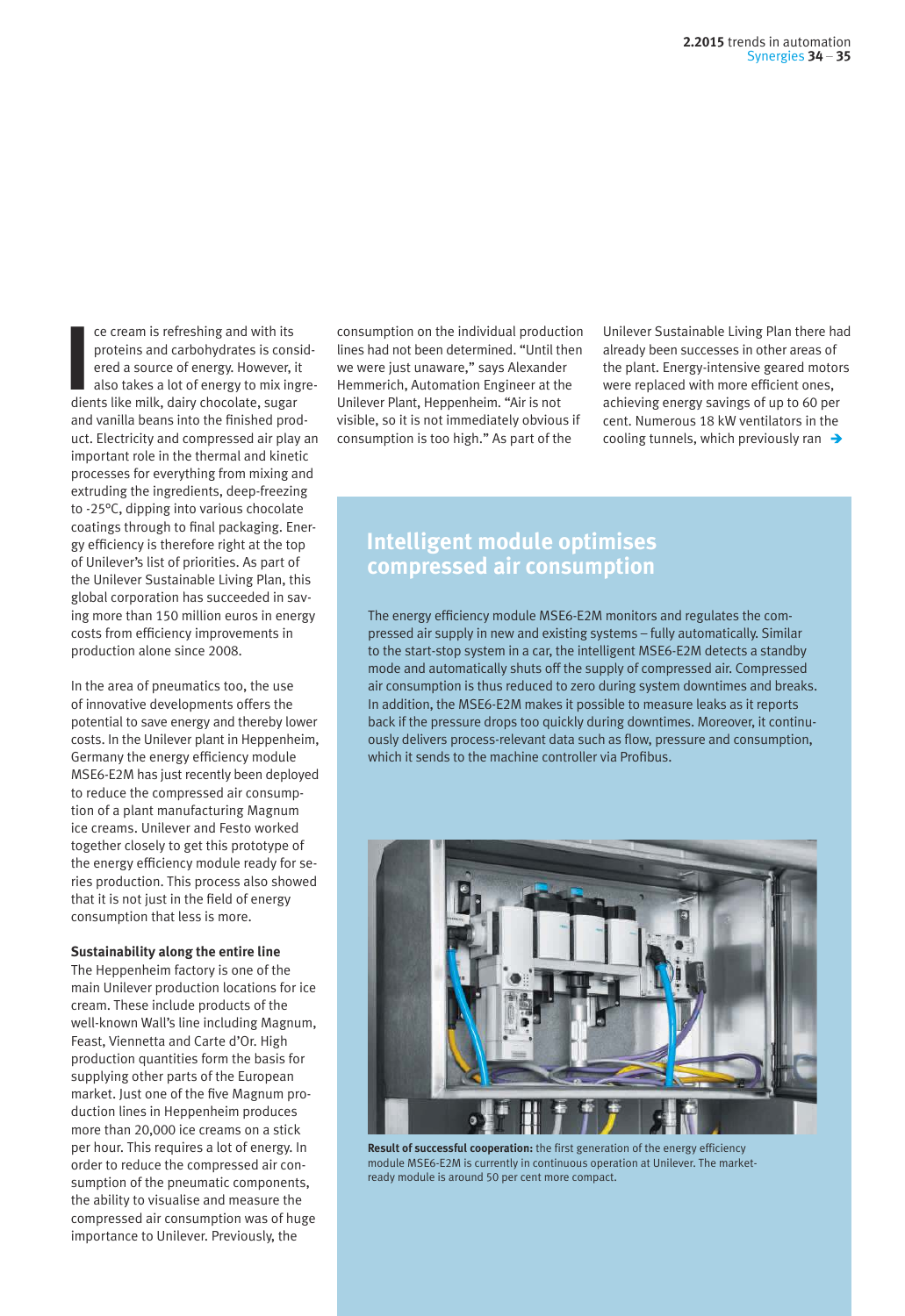Ice cream is refreshing and with its proteins and carbohydrates is considered a source of energy. However, it also takes a lot of energy to mix ingredients like milk, dairy chocolate, sugar and vanilla beans into the finished product. Electricity and compressed air play an important role in the thermal and kinetic processes for everything from mixing and extruding the ingredients, deep-freezing to -25°C, dipping into various chocolate coatings through to final packaging. Energy efficiency is therefore right at the top of Unilever's list of priorities. As part of the Unilever Sustainable Living Plan, this global corporation has succeeded in saving more than 150 million euros in energy costs from efficiency improvements in production alone since 2008.

In the area of pneumatics too, the use of innovative developments offers the potential to save energy and thereby lower costs. In the Unilever plant in Heppenheim, Germany the energy efficiency module MSE6-E2M has just recently been deployed to reduce the compressed air consumption of a plant manufacturing Magnum ice creams. Unilever and Festo worked together closely to get this prototype of the energy efficiency module ready for series production. This process also showed that it is not just in the field of energy consumption that less is more.

**Sustainability along the entire line**

The Heppenheim factory is one of the main Unilever production locations for ice cream. These include products of the well-known Wall's line including Magnum, Feast, Viennetta and Carte d'Or. High production quantities form the basis for supplying other parts of the European market. Just one of the five Magnum production lines in Heppenheim produces more than 20,000 ice creams on a stick per hour. This requires a lot of energy. In order to reduce the compressed air consumption of the pneumatic components, the ability to visualise and measure the compressed air consumption was of huge importance to Unilever. Previously, the consumption on the individual production lines had not been determined. "Until then we were just unaware," says Alexander Hemmerich, Automation Engineer at the Unilever Plant, Heppenheim. "Air is not visible, so it is not immediately obvious if consumption is too high." As part of the Unilever Sustainable Living Plan there had already been successes in other areas of the plant. Energy-intensive geared motors were replaced with more efficient ones, achieving energy savings of up to 60 per cent. Numerous 18 kW ventilators in the cooling tunnels, which previously ran →

## Intelligent module optimises compressed air consumption

The energy efficiency module MSE6-E2M monitors and regulates the compressed air supply in new and existing systems – fully automatically. Similar to the start-stop system in a car, the intelligent MSE6-E2M detects a standby mode and automatically shuts off the supply of compressed air. Compressed air consumption is thus reduced to zero during system downtimes and breaks. In addition, the MSE6-E2M makes it possible to measure leaks as it reports back if the pressure drops too quickly during downtimes. Moreover, it continuously delivers process-relevant data such as flow, pressure and consumption, which it sends to the machine controller via Profibus.

**Result of successful cooperation:** the first generation of the energy efficiency module MSE6-E2M is currently in continuous operation at Unilever. The market-ready module is around 50 per cent more compact.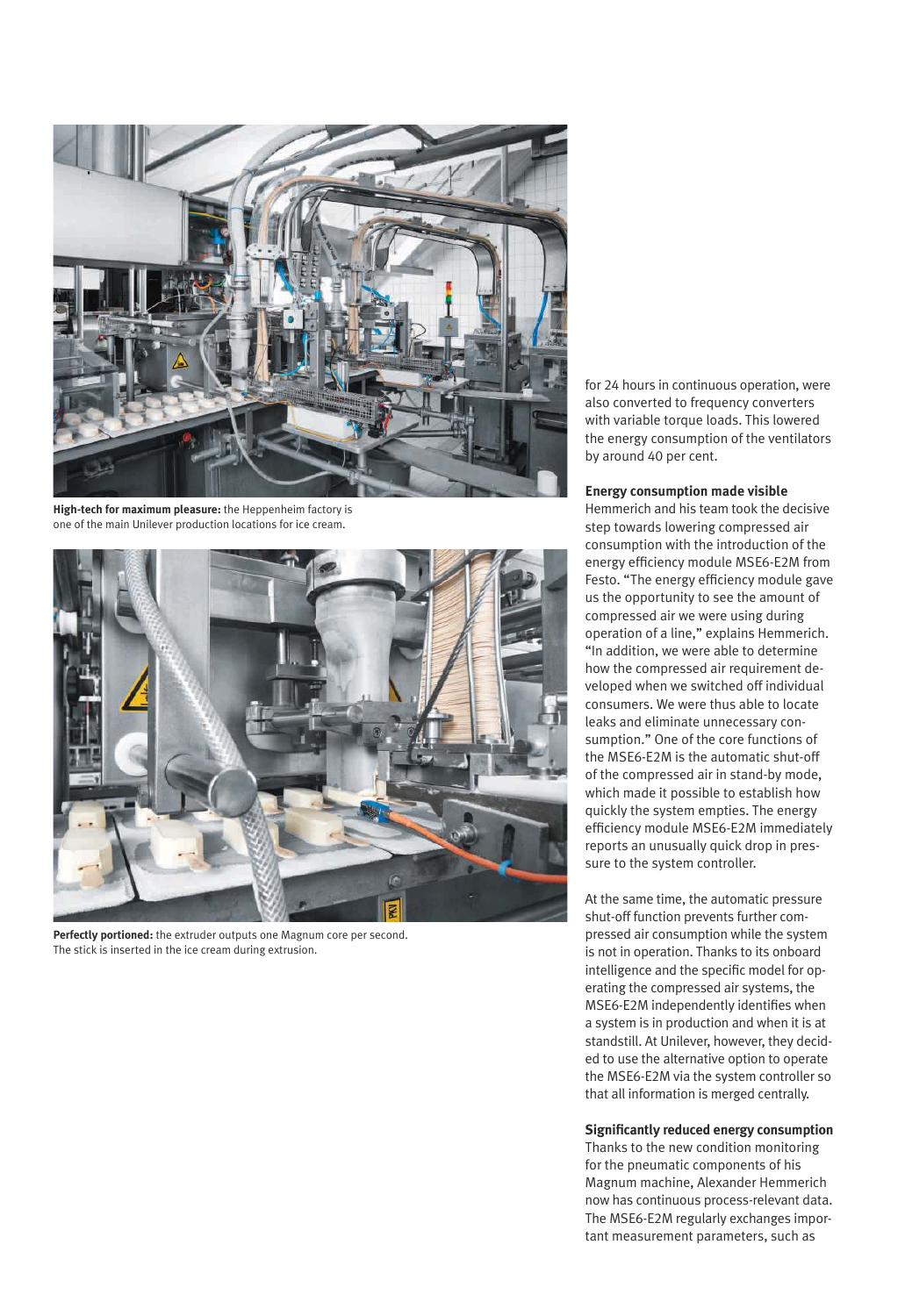**High-tech for maximum pleasure:** the Heppenheim factory is one of the main Unilever production locations for ice cream.

**Perfectly portioned:** the extruder outputs one Magnum core per second. The stick is inserted in the ice cream during extrusion.

for 24 hours in continuous operation, were also converted to frequency converters with variable torque loads. This lowered the energy consumption of the ventilators by around 40 per cent.

### Energy consumption made visible

Hemmerich and his team took the decisive step towards lowering compressed air consumption with the introduction of the energy efficiency module MSE6-E2M from Festo. "The energy efficiency module gave us the opportunity to see the amount of compressed air we were using during operation of a line," explains Hemmerich. "In addition, we were able to determine how the compressed air requirement developed when we switched off individual consumers. We were thus able to locate leaks and eliminate unnecessary consumption." One of the core functions of the MSE6-E2M is the automatic shut-off of the compressed air in stand-by mode, which made it possible to establish how quickly the system empties. The energy efficiency module MSE6-E2M immediately reports an unusually quick drop in pressure to the system controller.

At the same time, the automatic pressure shut-off function prevents further compressed air consumption while the system is not in operation. Thanks to its onboard intelligence and the specific model for operating the compressed air systems, the MSE6-E2M independently identifies when a system is in production and when it is at standstill. At Unilever, however, they decided to use the alternative option to operate the MSE6-E2M via the system controller so that all information is merged centrally.

### Significantly reduced energy consumption

Thanks to the new condition monitoring for the pneumatic components of his Magnum machine, Alexander Hemmerich now has continuous process-relevant data. The MSE6-E2M regularly exchanges important measurement parameters, such as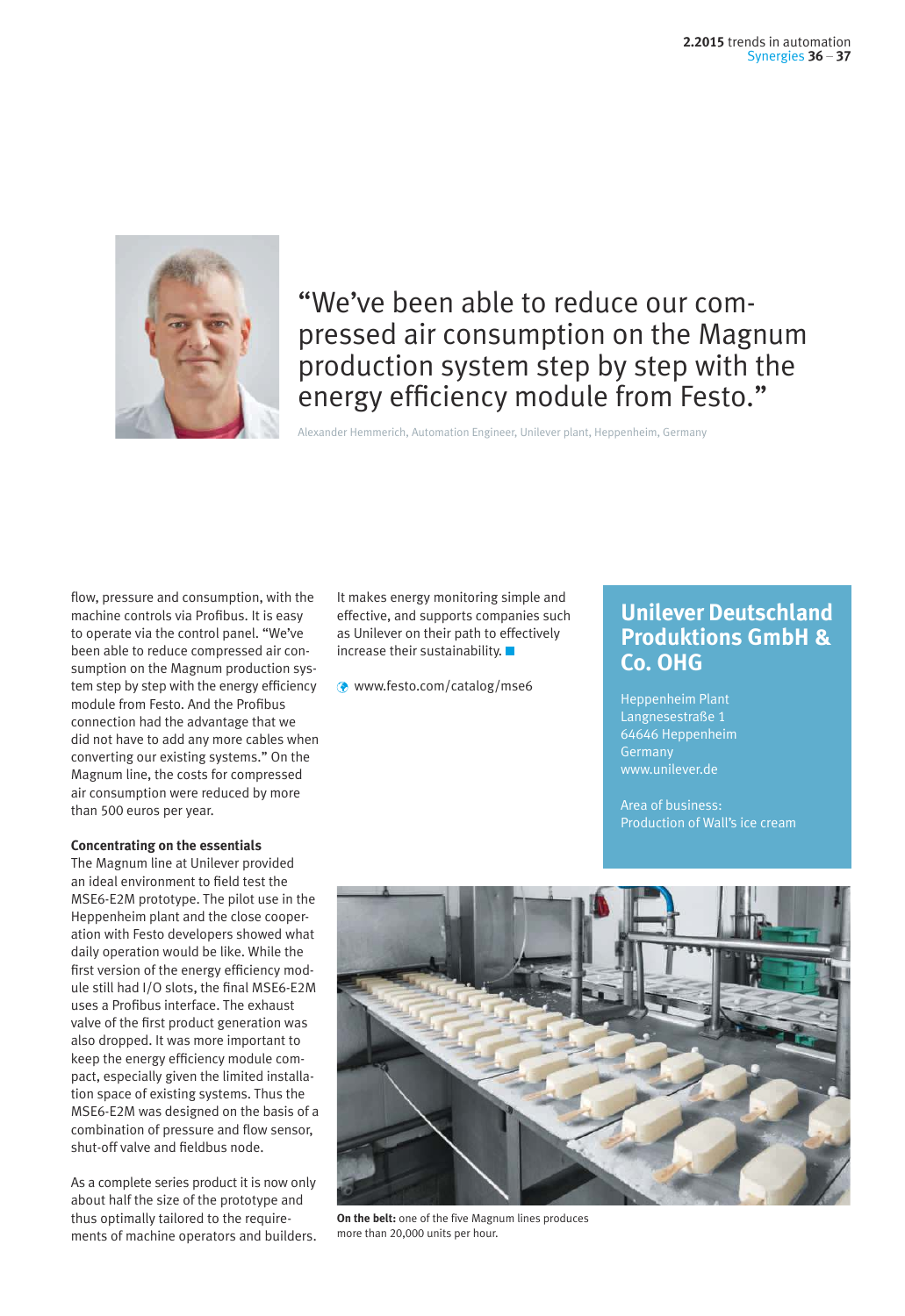> “We’ve been able to reduce our compressed air consumption on the Magnum production system step by step with the energy efficiency module from Festo.”

Alexander Hemmerich, Automation Engineer, Unilever plant, Heppenheim, Germany

flow, pressure and consumption, with the machine controls via Profibus. It is easy to operate via the control panel. “We’ve been able to reduce compressed air consumption on the Magnum production system step by step with the energy efficiency module from Festo. And the Profibus connection had the advantage that we did not have to add any more cables when converting our existing systems.” On the Magnum line, the costs for compressed air consumption were reduced by more than 500 euros per year.

**Concentrating on the essentials**
The Magnum line at Unilever provided an ideal environment to field test the MSE6-E2M prototype. The pilot use in the Heppenheim plant and the close cooperation with Festo developers showed what daily operation would be like. While the first version of the energy efficiency module still had I/O slots, the final MSE6-E2M uses a Profibus interface. The exhaust valve of the first product generation was also dropped. It was more important to keep the energy efficiency module compact, especially given the limited installation space of existing systems. Thus the MSE6-E2M was designed on the basis of a combination of pressure and flow sensor, shut-off valve and fieldbus node.

As a complete series product it is now only about half the size of the prototype and thus optimally tailored to the requirements of machine operators and builders. It makes energy monitoring simple and effective, and supports companies such as Unilever on their path to effectively increase their sustainability.

www.festo.com/catalog/mse6

## Unilever Deutschland Produktions GmbH & Co. OHG

Heppenheim Plant
Langnesestraße 1
64646 Heppenheim
Germany
www.unilever.de

Area of business:
Production of Wall’s ice cream

**On the belt:** one of the five Magnum lines produces more than 20,000 units per hour.